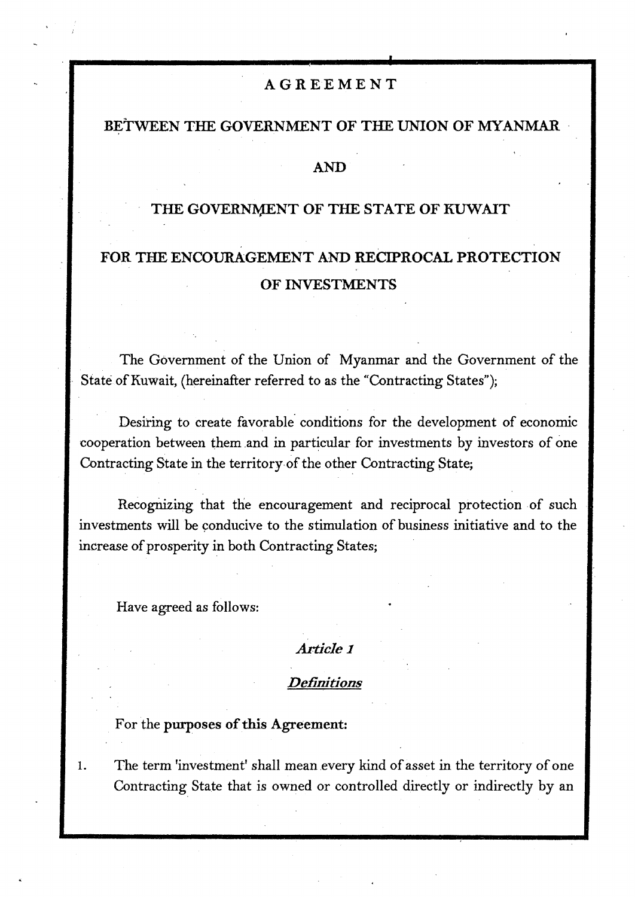# AGREEMENT

## BETWEEN THE GOVERNMENT OF THE UNION OF MYANMAR

## AND

## THE GOVERNMENT OF THE STATE OF KUWAIT

## FOR THE ENCOURAGEMENT AND RECIPROCAL PROTECTION OF INVESTMENTS

The Government of the Union of Myanmar and the Government of the State of Kuwait, (hereinafter referred to as the "Contracting States");

Desiring to create favorable conditions for the development of economic cooperation between them and in particular for investments by investors of one Contracting State in the territory of the other Contracting State;

Recognizing that the encouragement and reciprocal protection of such investments will be conducive to the stimulation of business initiative and to the increase of prosperity in both Contracting States;

Have agreed as follows:

### *Article 1*

### *Definitions*

For the purposes of this Agreement:

1. The term 'investment' shall mean every kind of asset in the territory of one Contracting State that is owned or controlled directly or indirectly by an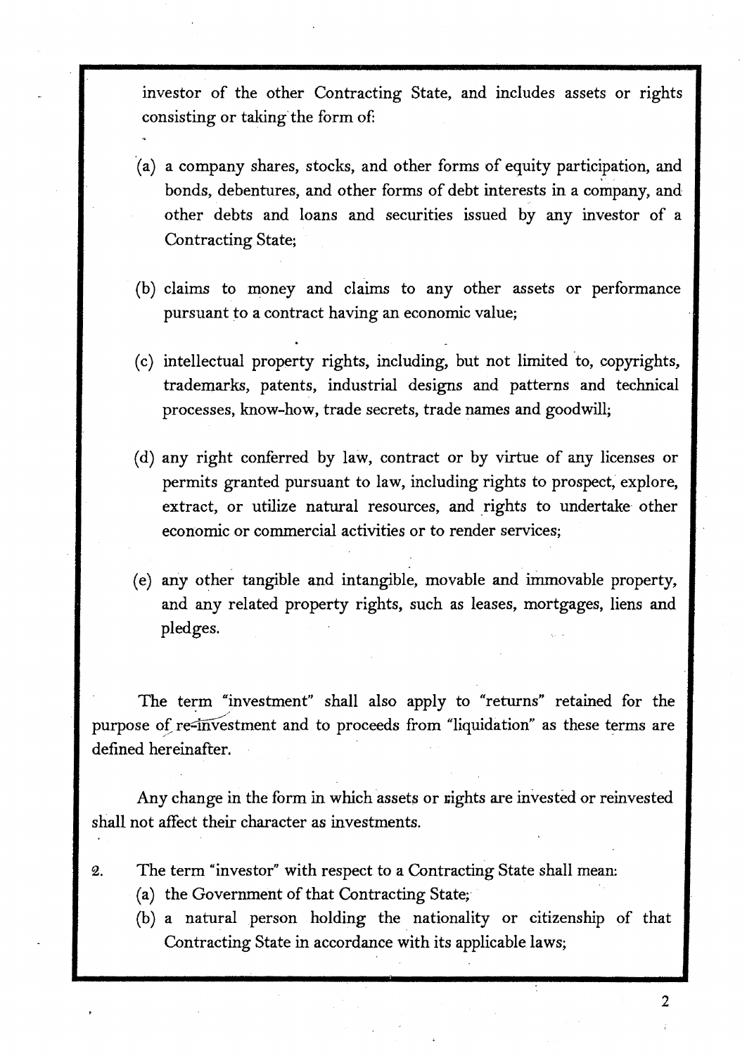investor of the other Contracting State, and includes assets or rights consisting or taking the form of:

(a) a company shares, stocks, and other forms of equity participation, and bonds, debentures, and other forms of debt interests in a company, and other debts and loans and securities issued by any investor of a Contracting State;

(b) claims to money and claims to any other assets or performance pursuant to a contract having an economic value;

(c) intellectual property rights, including, but not limited to, copyrights, trademarks, patents, industrial designs and patterns and technical processes, know-how, trade secrets, trade names and goodwill;

(d) any right conferred by law, contract or by virtue of any licenses or permits granted pursuant to law, including rights to prospect, explore, extract, or utilize natural resources, and rights to undertake other economic or commercial activities or to render services;

(e) any other tangible and intangible, movable and immovable property, and any related property rights, such as leases, mortgages, liens and pledges.

The term "investment" shall also apply to "returns" retained for the purpose of re-investment and to proceeds from "liquidation" as these terms are defined hereinafter.

Any change in the form in which assets or rights are invested or reinvested shall not affect their character as investments.

2. The term "investor" with respect to a Contracting State shall mean:
   (a) the Government of that Contracting State;
   (b) a natural person holding the nationality or citizenship of that Contracting State in accordance with its applicable laws;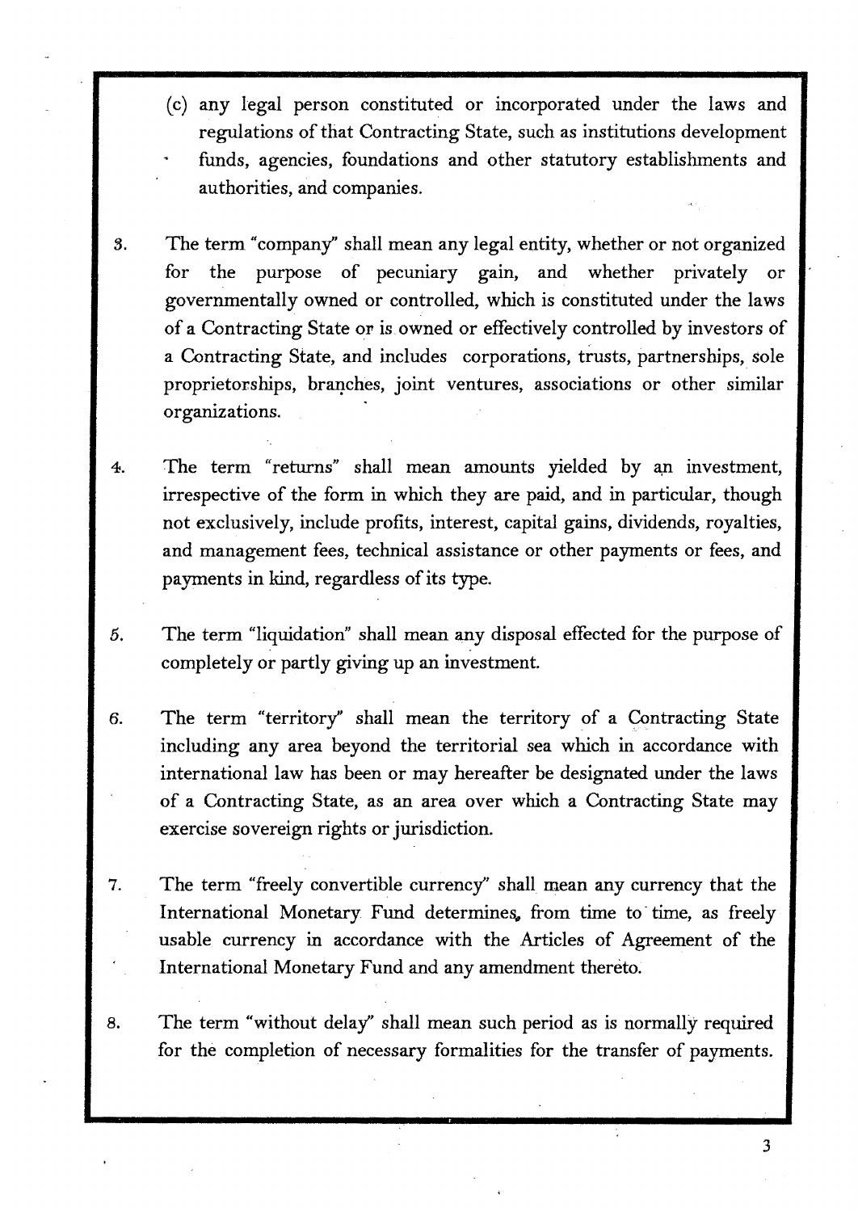(c) any legal person constituted or incorporated under the laws and regulations of that Contracting State, such as institutions development funds, agencies, foundations and other statutory establishments and authorities, and companies.

3. The term "company" shall mean any legal entity, whether or not organized for the purpose of pecuniary gain, and whether privately or governmentally owned or controlled, which is constituted under the laws of a Contracting State or is owned or effectively controlled by investors of a Contracting State, and includes corporations, trusts, partnerships, sole proprietorships, branches, joint ventures, associations or other similar organizations.

4. The term "returns" shall mean amounts yielded by an investment, irrespective of the form in which they are paid, and in particular, though not exclusively, include profits, interest, capital gains, dividends, royalties, and management fees, technical assistance or other payments or fees, and payments in kind, regardless of its type.

5. The term "liquidation" shall mean any disposal effected for the purpose of completely or partly giving up an investment.

6. The term "territory" shall mean the territory of a Contracting State including any area beyond the territorial sea which in accordance with international law has been or may hereafter be designated under the laws of a Contracting State, as an area over which a Contracting State may exercise sovereign rights or jurisdiction.

7. The term "freely convertible currency" shall mean any currency that the International Monetary Fund determines, from time to time, as freely usable currency in accordance with the Articles of Agreement of the International Monetary Fund and any amendment thereto.

8. The term "without delay" shall mean such period as is normally required for the completion of necessary formalities for the transfer of payments.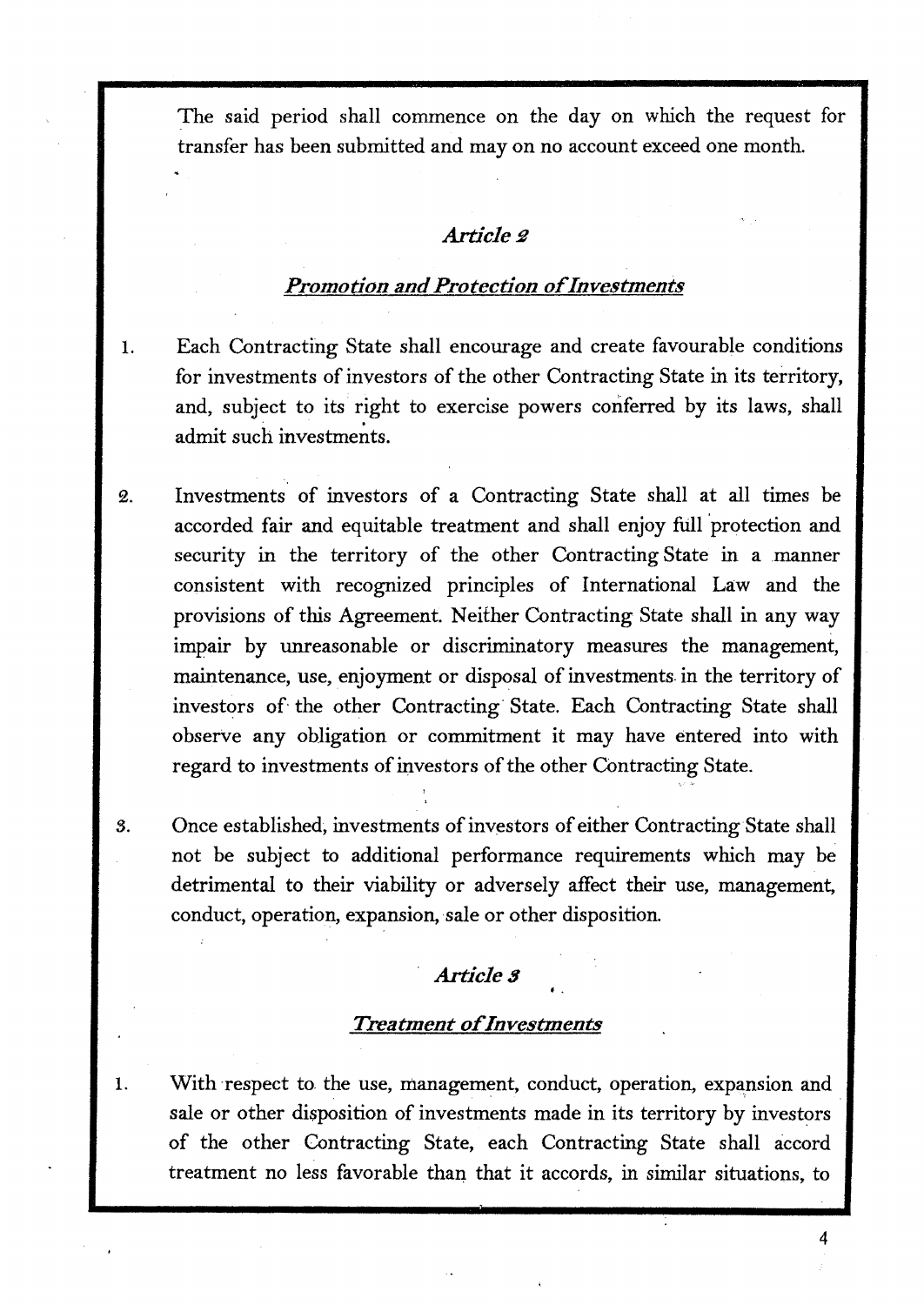The said period shall commence on the day on which the request for transfer has been submitted and may on no account exceed one month.

## *Article 2*

## *Promotion and Protection of Investments*

1. Each Contracting State shall encourage and create favourable conditions for investments of investors of the other Contracting State in its territory, and, subject to its right to exercise powers conferred by its laws, shall admit such investments.

2. Investments of investors of a Contracting State shall at all times be accorded fair and equitable treatment and shall enjoy full protection and security in the territory of the other Contracting State in a manner consistent with recognized principles of International Law and the provisions of this Agreement. Neither Contracting State shall in any way impair by unreasonable or discriminatory measures the management, maintenance, use, enjoyment or disposal of investments in the territory of investors of the other Contracting State. Each Contracting State shall observe any obligation or commitment it may have entered into with regard to investments of investors of the other Contracting State.

3. Once established, investments of investors of either Contracting State shall not be subject to additional performance requirements which may be detrimental to their viability or adversely affect their use, management, conduct, operation, expansion, sale or other disposition.

## *Article 3*

## *Treatment of Investments*

1. With respect to the use, management, conduct, operation, expansion and sale or other disposition of investments made in its territory by investors of the other Contracting State, each Contracting State shall accord treatment no less favorable than that it accords, in similar situations, to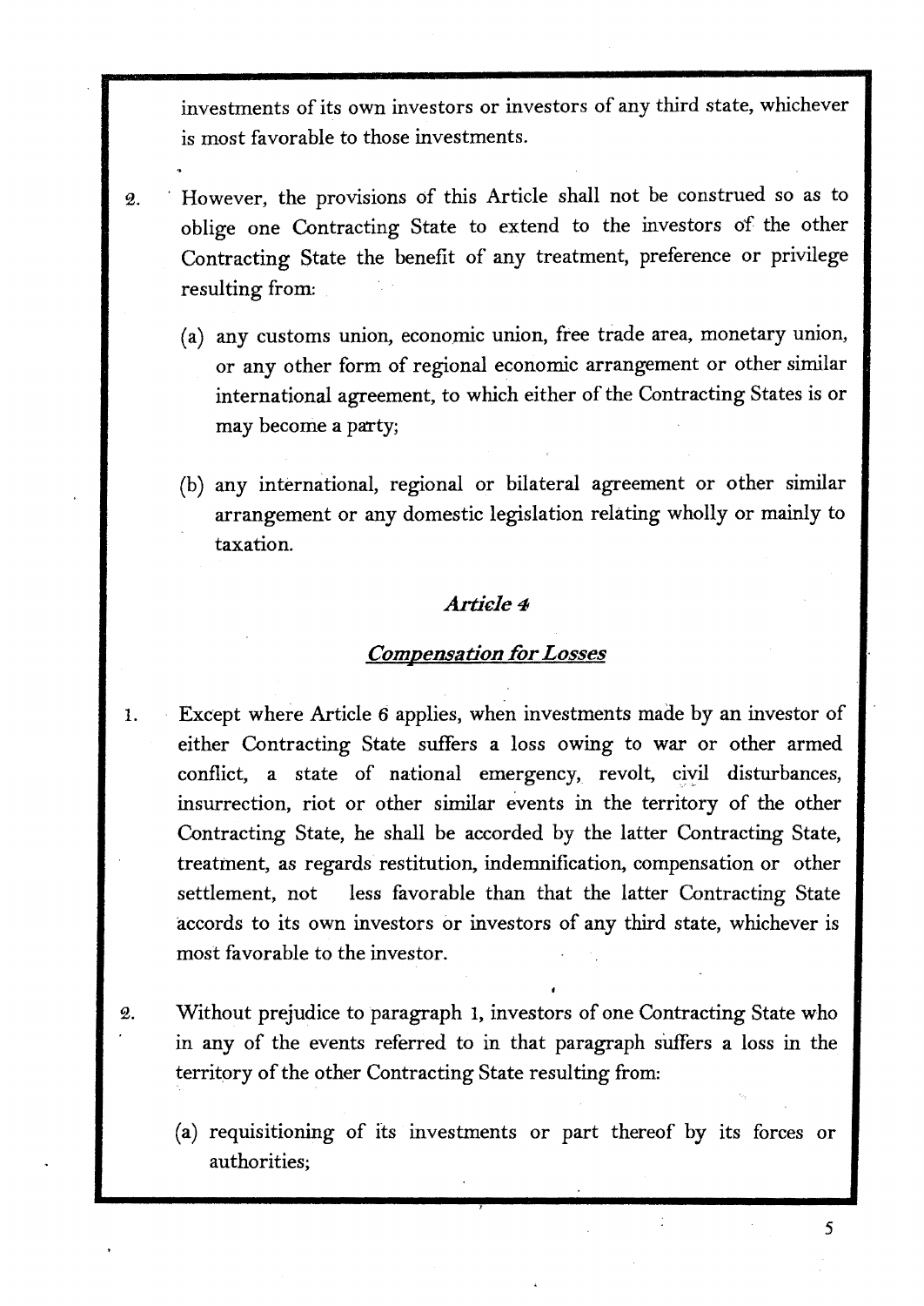investments of its own investors or investors of any third state, whichever is most favorable to those investments.

2. However, the provisions of this Article shall not be construed so as to oblige one Contracting State to extend to the investors of the other Contracting State the benefit of any treatment, preference or privilege resulting from:

   (a) any customs union, economic union, free trade area, monetary union, or any other form of regional economic arrangement or other similar international agreement, to which either of the Contracting States is or may become a party;

   (b) any international, regional or bilateral agreement or other similar arrangement or any domestic legislation relating wholly or mainly to taxation.

### *Article 4*

### *Compensation for Losses*

1. Except where Article 6 applies, when investments made by an investor of either Contracting State suffers a loss owing to war or other armed conflict, a state of national emergency, revolt, civil disturbances, insurrection, riot or other similar events in the territory of the other Contracting State, he shall be accorded by the latter Contracting State, treatment, as regards restitution, indemnification, compensation or other settlement, not less favorable than that the latter Contracting State accords to its own investors or investors of any third state, whichever is most favorable to the investor.

2. Without prejudice to paragraph 1, investors of one Contracting State who in any of the events referred to in that paragraph suffers a loss in the territory of the other Contracting State resulting from:

   (a) requisitioning of its investments or part thereof by its forces or authorities;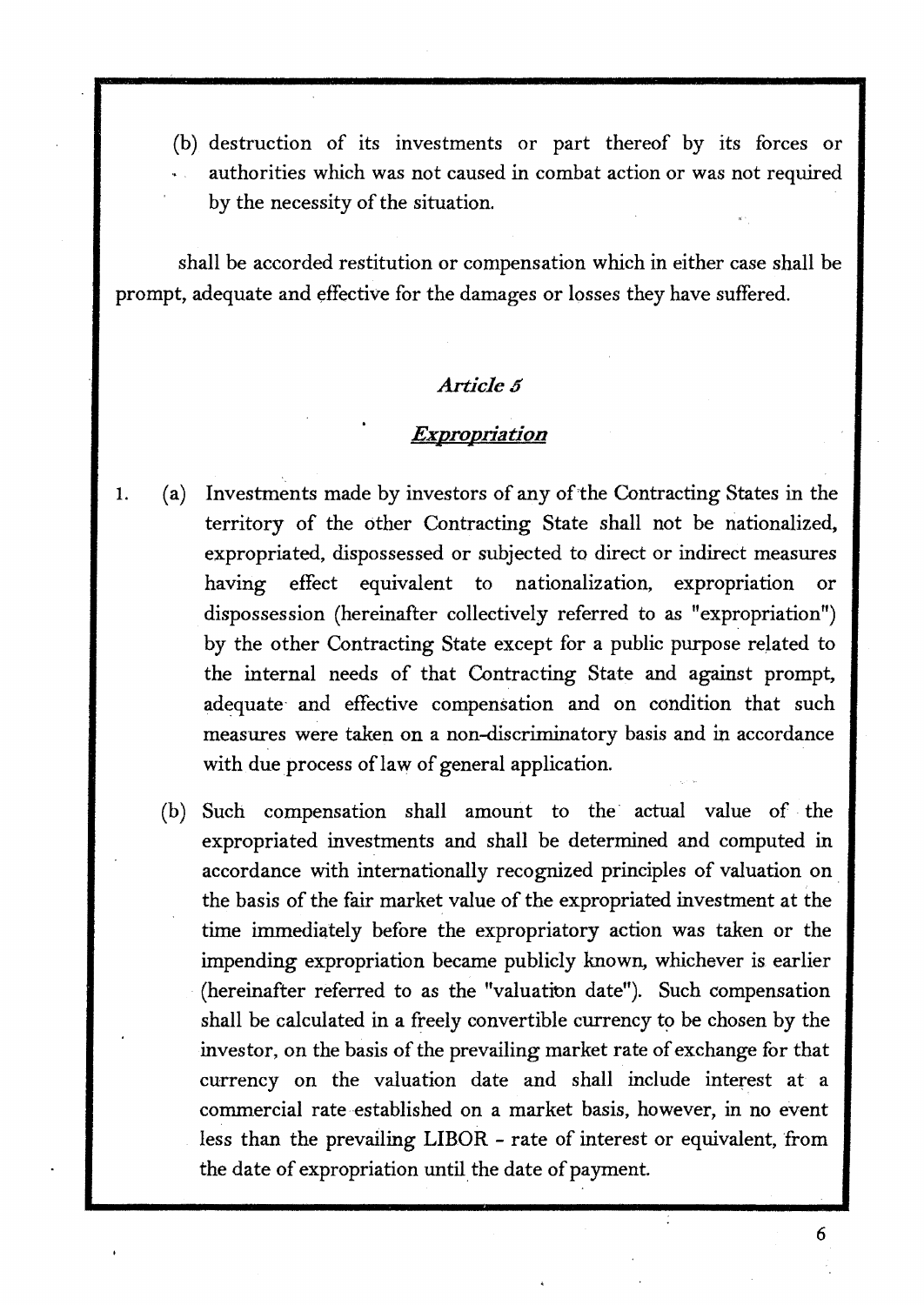(b) destruction of its investments or part thereof by its forces or authorities which was not caused in combat action or was not required by the necessity of the situation.

shall be accorded restitution or compensation which in either case shall be prompt, adequate and effective for the damages or losses they have suffered.

### *Article 5*

### *Expropriation*

1. (a) Investments made by investors of any of the Contracting States in the territory of the other Contracting State shall not be nationalized, expropriated, dispossessed or subjected to direct or indirect measures having effect equivalent to nationalization, expropriation or dispossession (hereinafter collectively referred to as "expropriation") by the other Contracting State except for a public purpose related to the internal needs of that Contracting State and against prompt, adequate and effective compensation and on condition that such measures were taken on a non-discriminatory basis and in accordance with due process of law of general application.

   (b) Such compensation shall amount to the actual value of the expropriated investments and shall be determined and computed in accordance with internationally recognized principles of valuation on the basis of the fair market value of the expropriated investment at the time immediately before the expropriatory action was taken or the impending expropriation became publicly known, whichever is earlier (hereinafter referred to as the "valuation date"). Such compensation shall be calculated in a freely convertible currency to be chosen by the investor, on the basis of the prevailing market rate of exchange for that currency on the valuation date and shall include interest at a commercial rate established on a market basis, however, in no event less than the prevailing LIBOR - rate of interest or equivalent, from the date of expropriation until the date of payment.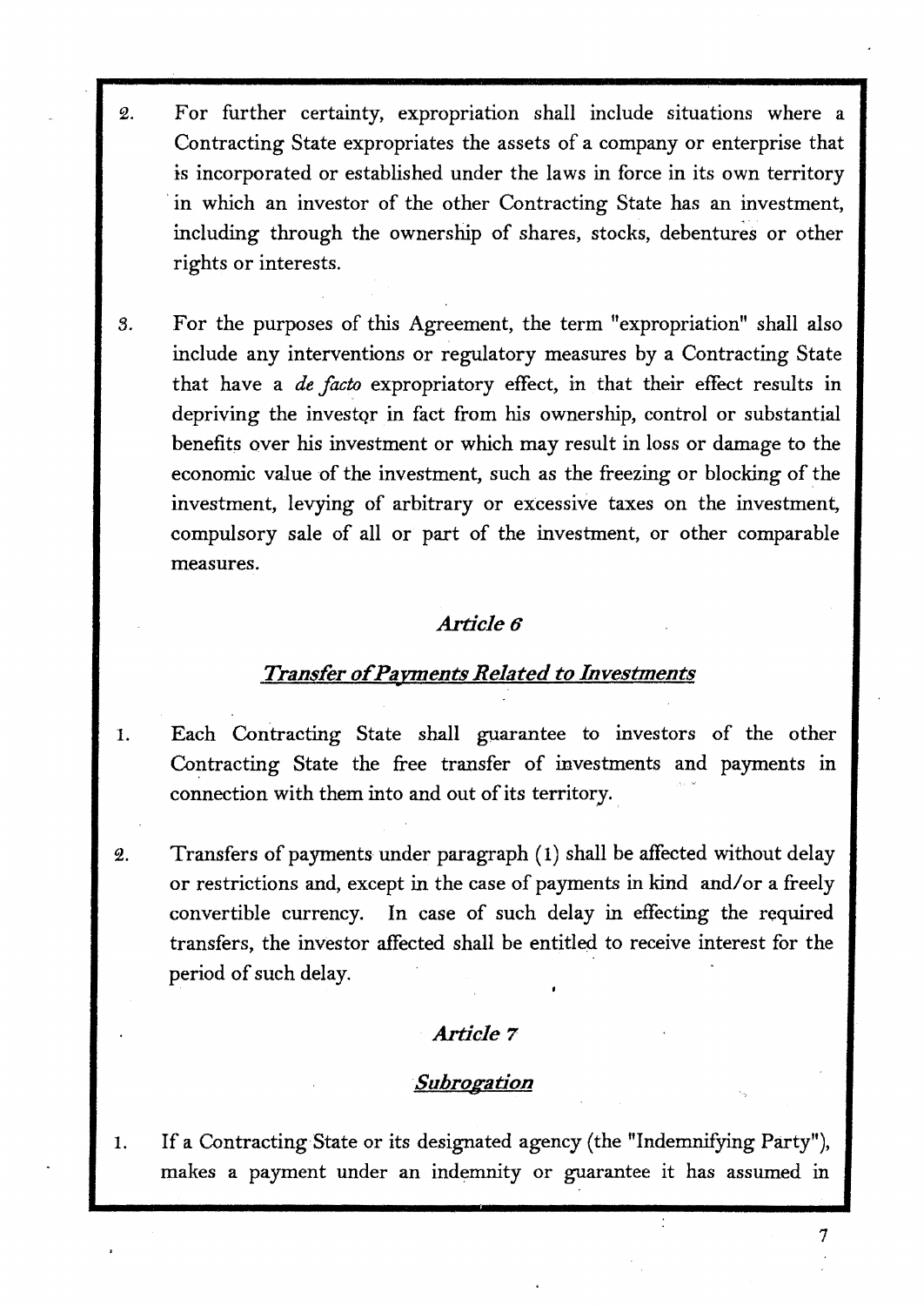2. For further certainty, expropriation shall include situations where a Contracting State expropriates the assets of a company or enterprise that is incorporated or established under the laws in force in its own territory in which an investor of the other Contracting State has an investment, including through the ownership of shares, stocks, debentures or other rights or interests.

3. For the purposes of this Agreement, the term "expropriation" shall also include any interventions or regulatory measures by a Contracting State that have a *de facto* expropriatory effect, in that their effect results in depriving the investor in fact from his ownership, control or substantial benefits over his investment or which may result in loss or damage to the economic value of the investment, such as the freezing or blocking of the investment, levying of arbitrary or excessive taxes on the investment, compulsory sale of all or part of the investment, or other comparable measures.

### *Article 6*

### *Transfer of Payments Related to Investments*

1. Each Contracting State shall guarantee to investors of the other Contracting State the free transfer of investments and payments in connection with them into and out of its territory.

2. Transfers of payments under paragraph (1) shall be affected without delay or restrictions and, except in the case of payments in kind and/or a freely convertible currency. In case of such delay in effecting the required transfers, the investor affected shall be entitled to receive interest for the period of such delay.

### *Article 7*

### *Subrogation*

1. If a Contracting State or its designated agency (the "Indemnifying Party"), makes a payment under an indemnity or guarantee it has assumed in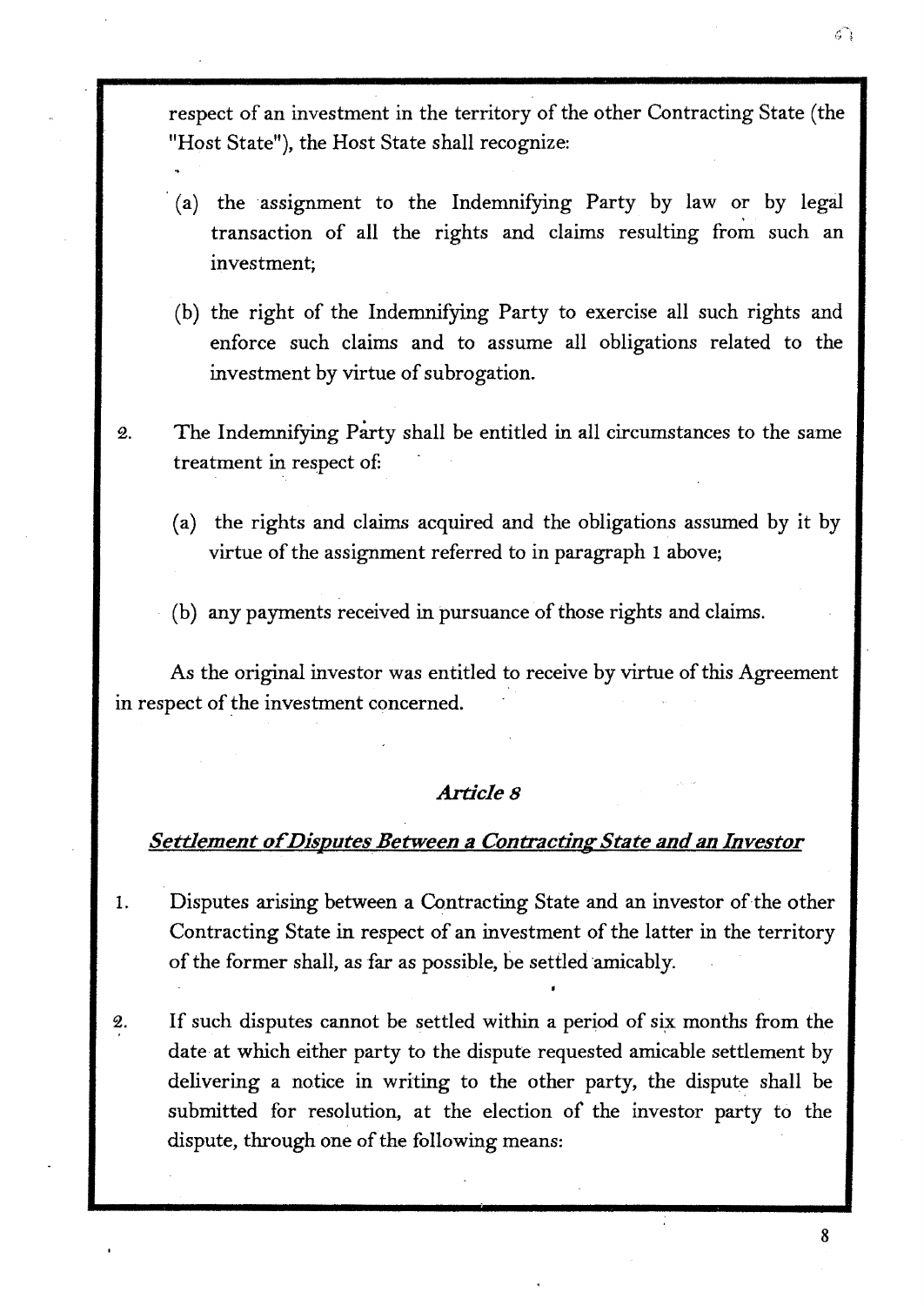respect of an investment in the territory of the other Contracting State (the "Host State"), the Host State shall recognize:

(a) the assignment to the Indemnifying Party by law or by legal transaction of all the rights and claims resulting from such an investment;

(b) the right of the Indemnifying Party to exercise all such rights and enforce such claims and to assume all obligations related to the investment by virtue of subrogation.

2. The Indemnifying Party shall be entitled in all circumstances to the same treatment in respect of:

(a) the rights and claims acquired and the obligations assumed by it by virtue of the assignment referred to in paragraph 1 above;

(b) any payments received in pursuance of those rights and claims.

As the original investor was entitled to receive by virtue of this Agreement in respect of the investment concerned.

## *Article 8*

### *Settlement of Disputes Between a Contracting State and an Investor*

1. Disputes arising between a Contracting State and an investor of the other Contracting State in respect of an investment of the latter in the territory of the former shall, as far as possible, be settled amicably.

2. If such disputes cannot be settled within a period of six months from the date at which either party to the dispute requested amicable settlement by delivering a notice in writing to the other party, the dispute shall be submitted for resolution, at the election of the investor party to the dispute, through one of the following means: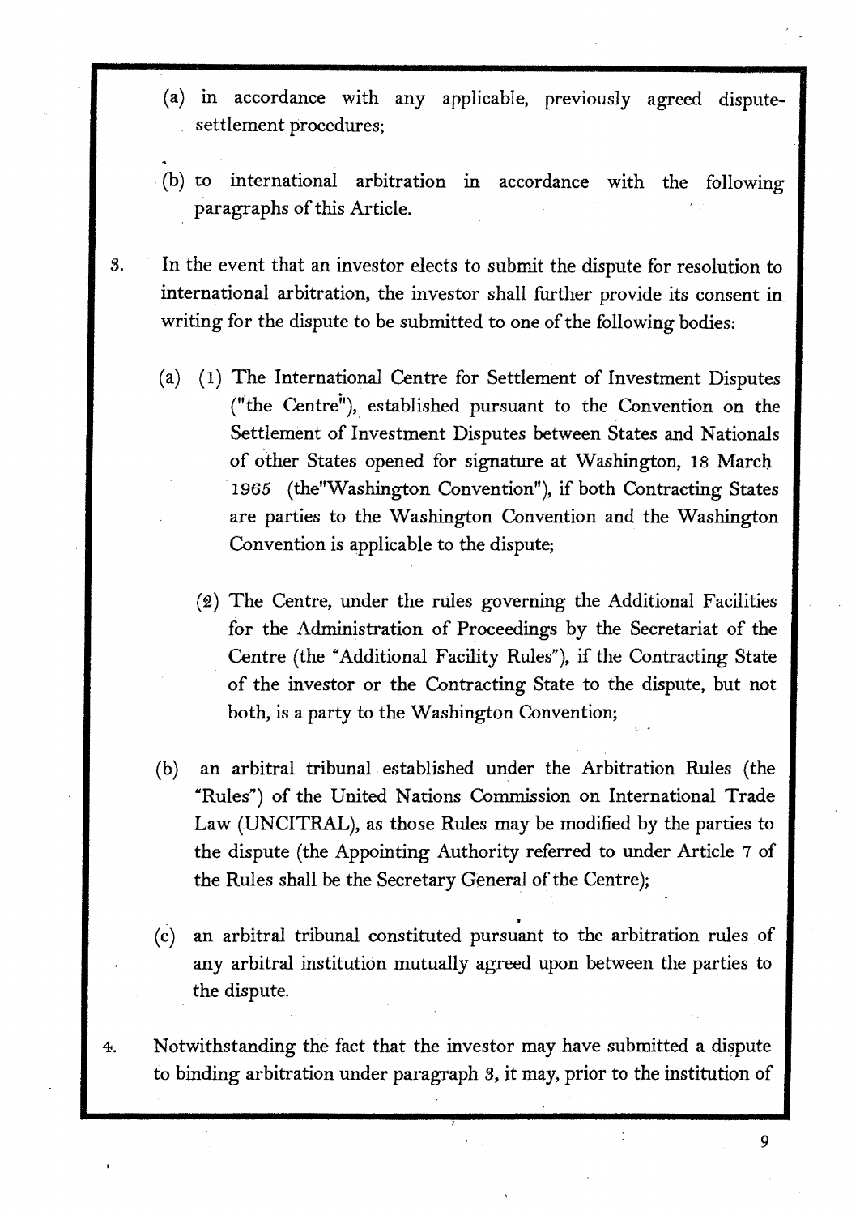(a) in accordance with any applicable, previously agreed dispute-settlement procedures;

(b) to international arbitration in accordance with the following paragraphs of this Article.

3. In the event that an investor elects to submit the dispute for resolution to international arbitration, the investor shall further provide its consent in writing for the dispute to be submitted to one of the following bodies:

   (a) (1) The International Centre for Settlement of Investment Disputes ("the Centre"), established pursuant to the Convention on the Settlement of Investment Disputes between States and Nationals of other States opened for signature at Washington, 18 March 1965 (the"Washington Convention"), if both Contracting States are parties to the Washington Convention and the Washington Convention is applicable to the dispute;

   (2) The Centre, under the rules governing the Additional Facilities for the Administration of Proceedings by the Secretariat of the Centre (the "Additional Facility Rules"), if the Contracting State of the investor or the Contracting State to the dispute, but not both, is a party to the Washington Convention;

   (b) an arbitral tribunal established under the Arbitration Rules (the "Rules") of the United Nations Commission on International Trade Law (UNCITRAL), as those Rules may be modified by the parties to the dispute (the Appointing Authority referred to under Article 7 of the Rules shall be the Secretary General of the Centre);

   (c) an arbitral tribunal constituted pursuant to the arbitration rules of any arbitral institution mutually agreed upon between the parties to the dispute.

4. Notwithstanding the fact that the investor may have submitted a dispute to binding arbitration under paragraph 3, it may, prior to the institution of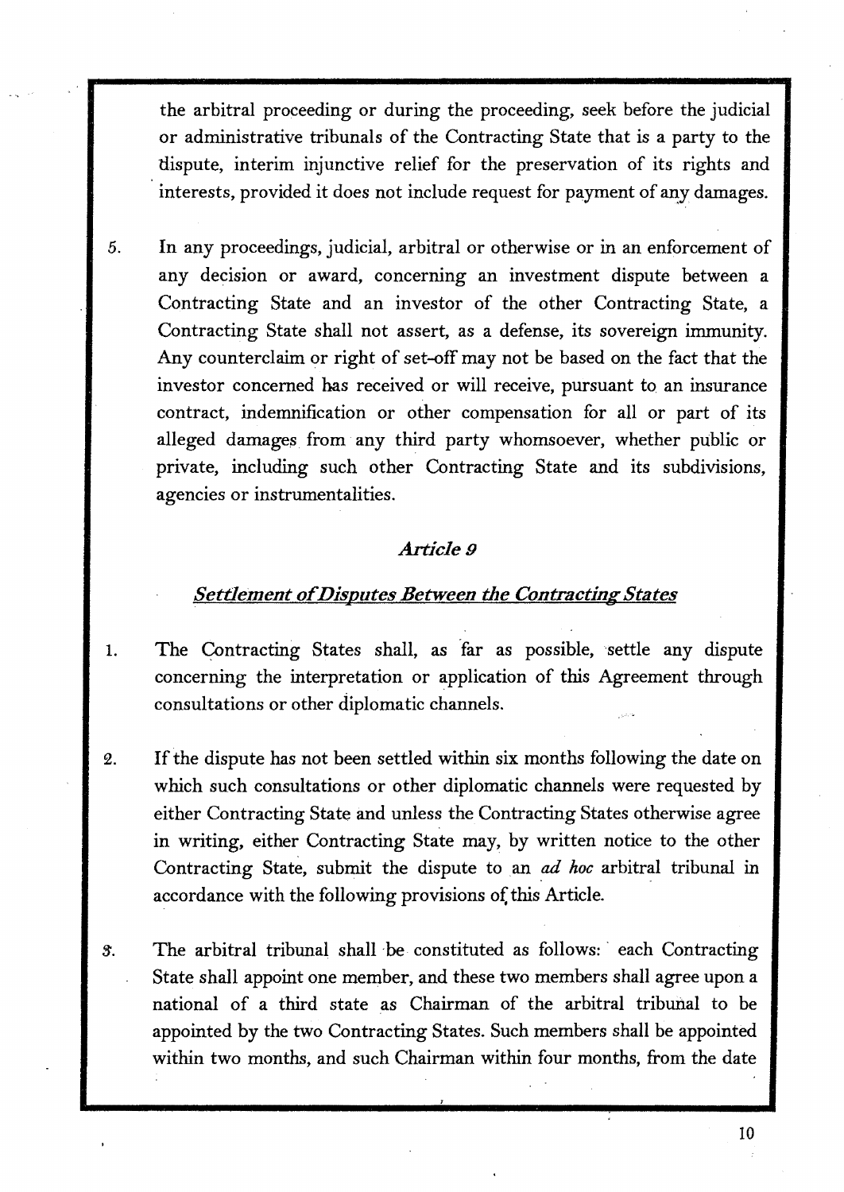the arbitral proceeding or during the proceeding, seek before the judicial or administrative tribunals of the Contracting State that is a party to the dispute, interim injunctive relief for the preservation of its rights and interests, provided it does not include request for payment of any damages.

5. In any proceedings, judicial, arbitral or otherwise or in an enforcement of any decision or award, concerning an investment dispute between a Contracting State and an investor of the other Contracting State, a Contracting State shall not assert, as a defense, its sovereign immunity. Any counterclaim or right of set-off may not be based on the fact that the investor concerned has received or will receive, pursuant to an insurance contract, indemnification or other compensation for all or part of its alleged damages from any third party whomsoever, whether public or private, including such other Contracting State and its subdivisions, agencies or instrumentalities.

### *Article 9*

### *Settlement of Disputes Between the Contracting States*

1. The Contracting States shall, as far as possible, settle any dispute concerning the interpretation or application of this Agreement through consultations or other diplomatic channels.

2. If the dispute has not been settled within six months following the date on which such consultations or other diplomatic channels were requested by either Contracting State and unless the Contracting States otherwise agree in writing, either Contracting State may, by written notice to the other Contracting State, submit the dispute to an *ad hoc* arbitral tribunal in accordance with the following provisions of this Article.

3. The arbitral tribunal shall be constituted as follows: each Contracting State shall appoint one member, and these two members shall agree upon a national of a third state as Chairman of the arbitral tribunal to be appointed by the two Contracting States. Such members shall be appointed within two months, and such Chairman within four months, from the date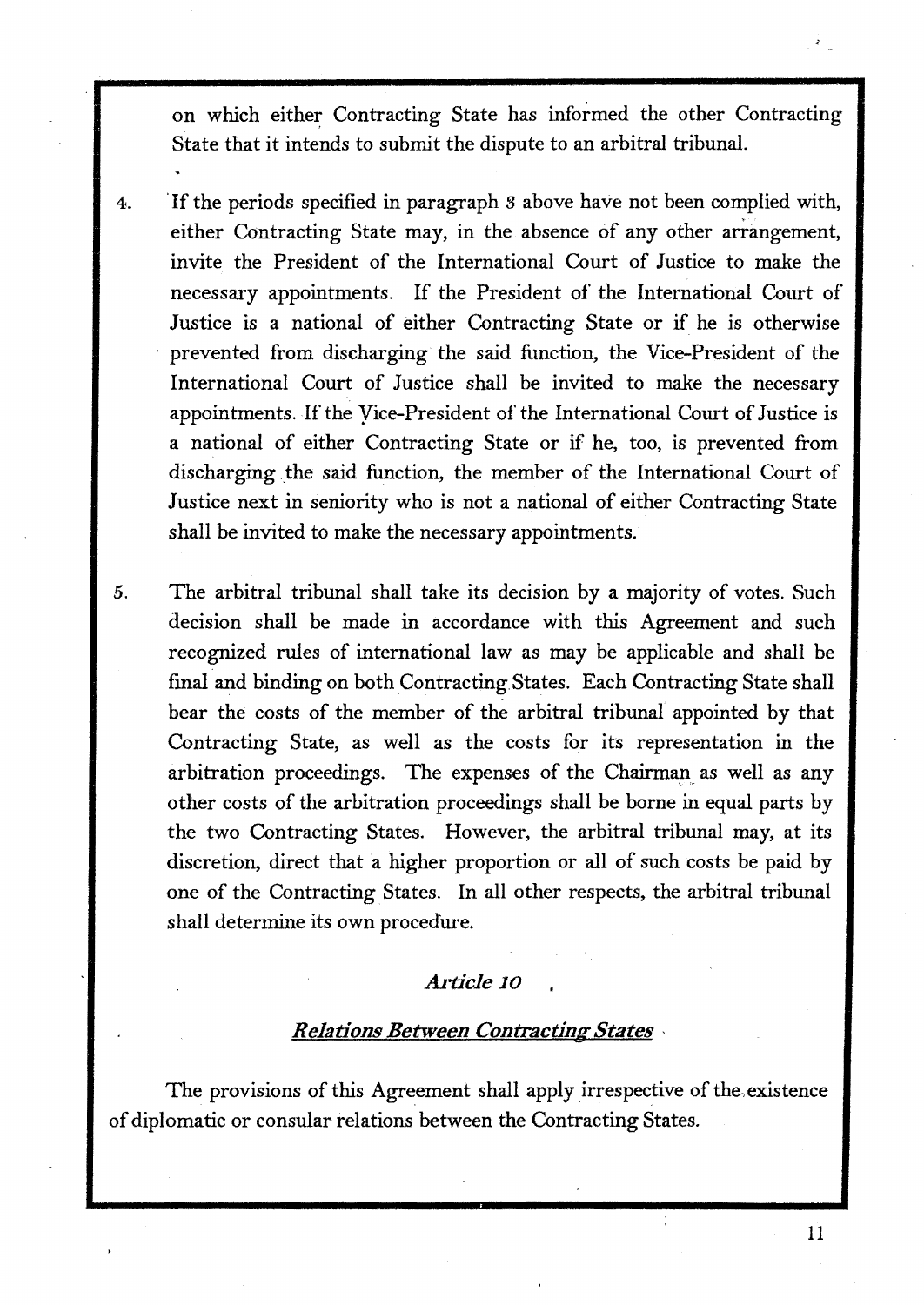on which either Contracting State has informed the other Contracting State that it intends to submit the dispute to an arbitral tribunal.

4. If the periods specified in paragraph 3 above have not been complied with, either Contracting State may, in the absence of any other arrangement, invite the President of the International Court of Justice to make the necessary appointments. If the President of the International Court of Justice is a national of either Contracting State or if he is otherwise prevented from discharging the said function, the Vice-President of the International Court of Justice shall be invited to make the necessary appointments. If the Vice-President of the International Court of Justice is a national of either Contracting State or if he, too, is prevented from discharging the said function, the member of the International Court of Justice next in seniority who is not a national of either Contracting State shall be invited to make the necessary appointments.

5. The arbitral tribunal shall take its decision by a majority of votes. Such decision shall be made in accordance with this Agreement and such recognized rules of international law as may be applicable and shall be final and binding on both Contracting States. Each Contracting State shall bear the costs of the member of the arbitral tribunal appointed by that Contracting State, as well as the costs for its representation in the arbitration proceedings. The expenses of the Chairman as well as any other costs of the arbitration proceedings shall be borne in equal parts by the two Contracting States. However, the arbitral tribunal may, at its discretion, direct that a higher proportion or all of such costs be paid by one of the Contracting States. In all other respects, the arbitral tribunal shall determine its own procedure.

### *Article 10*

### ***Relations Between Contracting States***

The provisions of this Agreement shall apply irrespective of the existence of diplomatic or consular relations between the Contracting States.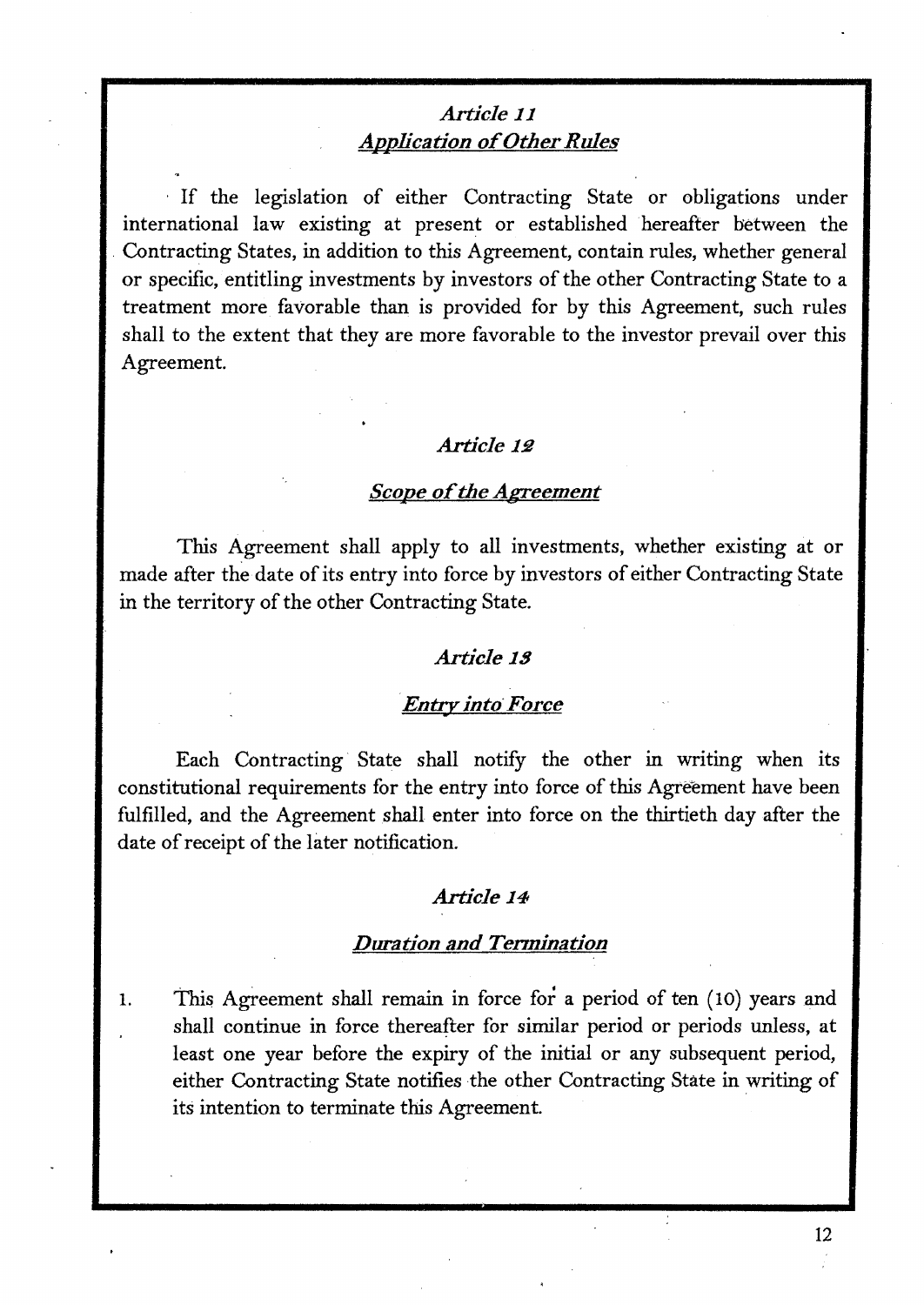### *Article 11*
### ***Application of Other Rules***

If the legislation of either Contracting State or obligations under international law existing at present or established hereafter between the Contracting States, in addition to this Agreement, contain rules, whether general or specific, entitling investments by investors of the other Contracting State to a treatment more favorable than is provided for by this Agreement, such rules shall to the extent that they are more favorable to the investor prevail over this Agreement.

### *Article 12*
### ***Scope of the Agreement***

This Agreement shall apply to all investments, whether existing at or made after the date of its entry into force by investors of either Contracting State in the territory of the other Contracting State.

### *Article 13*
### ***Entry into Force***

Each Contracting State shall notify the other in writing when its constitutional requirements for the entry into force of this Agreement have been fulfilled, and the Agreement shall enter into force on the thirtieth day after the date of receipt of the later notification.

### *Article 14*
### ***Duration and Termination***

1. This Agreement shall remain in force for a period of ten (10) years and shall continue in force thereafter for similar period or periods unless, at least one year before the expiry of the initial or any subsequent period, either Contracting State notifies the other Contracting State in writing of its intention to terminate this Agreement.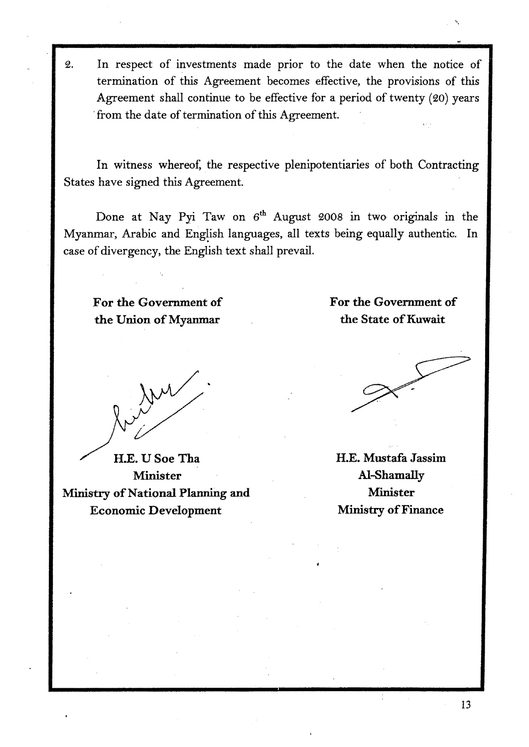2. In respect of investments made prior to the date when the notice of termination of this Agreement becomes effective, the provisions of this Agreement shall continue to be effective for a period of twenty (20) years from the date of termination of this Agreement.

In witness whereof, the respective plenipotentiaries of both Contracting States have signed this Agreement.

Done at Nay Pyi Taw on 6th August 2008 in two originals in the Myanmar, Arabic and English languages, all texts being equally authentic. In case of divergency, the English text shall prevail.

| | |
|---|---|
| **For the Government of the Union of Myanmar** | **For the Government of the State of Kuwait** |
| **H.E. U Soe Tha** | **H.E. Mustafa Jassim Al-Shamally** |
| **Minister** | **Minister** |
| **Ministry of National Planning and Economic Development** | **Ministry of Finance** |